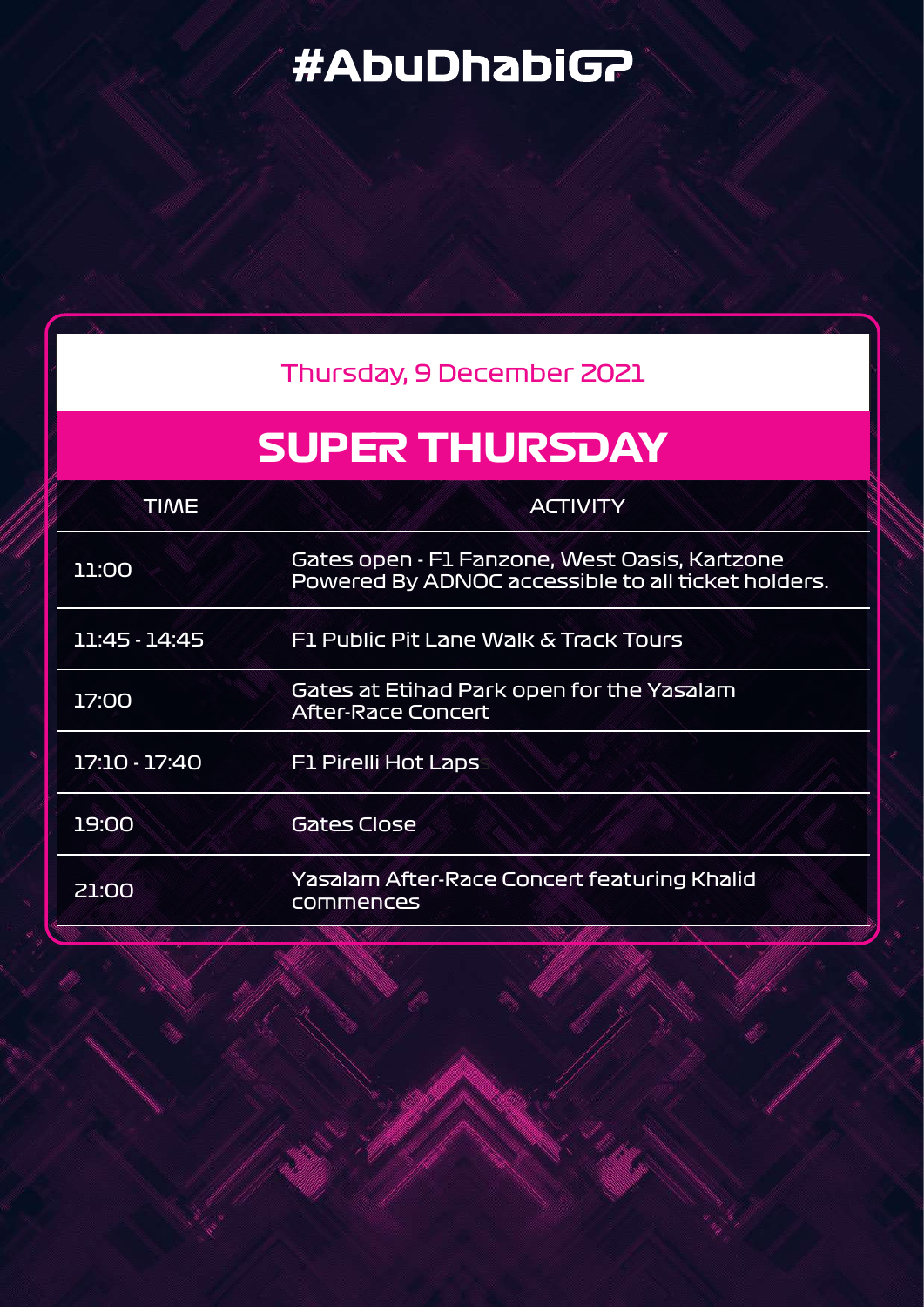# #AbuDhabiGP

Thursday, 9 December 2021

## SUPER THURSDAY

| TIME | ACTIVITY |
| --- | --- |
| 11:00 | Gates open - F1 Fanzone, West Oasis, Kartzone Powered By ADNOC accessible to all ticket holders. |
| 11:45 - 14:45 | F1 Public Pit Lane Walk & Track Tours |
| 17:00 | Gates at Etihad Park open for the Yasalam After-Race Concert |
| 17:10 - 17:40 | F1 Pirelli Hot Laps |
| 19:00 | Gates Close |
| 21:00 | Yasalam After-Race Concert featuring Khalid commences |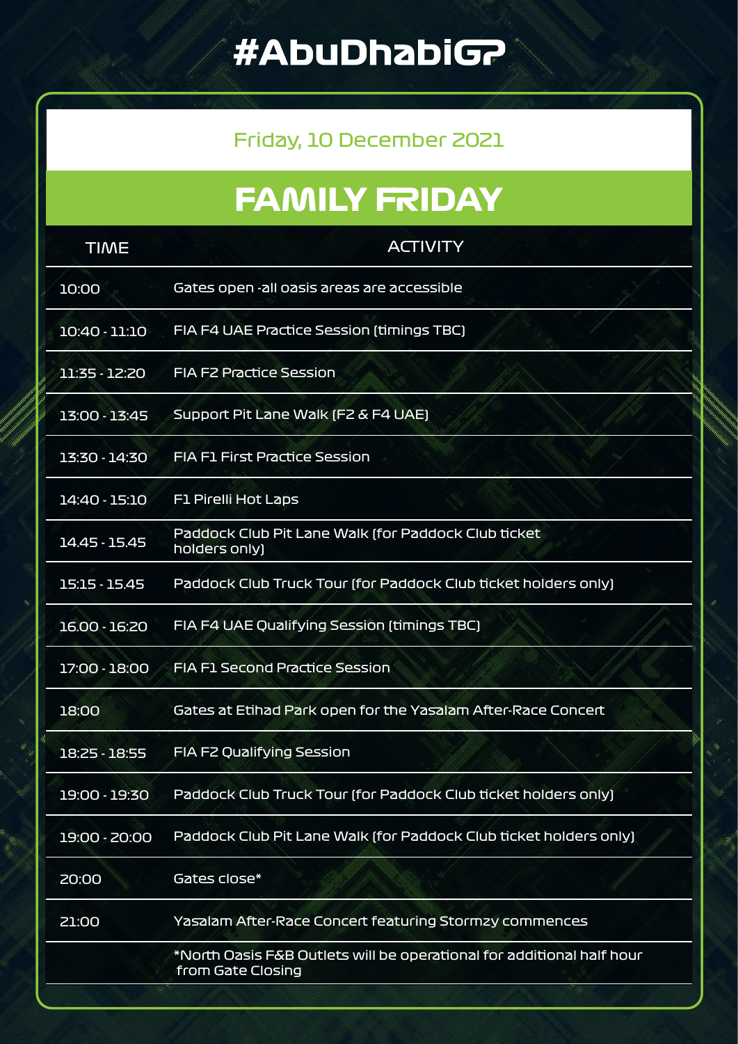# #AbuDhabiGP

Friday, 10 December 2021

## FAMILY FRIDAY

| TIME | ACTIVITY |
|---|---|
| 10:00 | Gates open -all oasis areas are accessible |
| 10:40 - 11:10 | FIA F4 UAE Practice Session (timings TBC) |
| 11:35 - 12:20 | FIA F2 Practice Session |
| 13:00 - 13:45 | Support Pit Lane Walk (F2 & F4 UAE) |
| 13:30 - 14:30 | FIA F1 First Practice Session |
| 14:40 - 15:10 | F1 Pirelli Hot Laps |
| 14.45 - 15.45 | Paddock Club Pit Lane Walk (for Paddock Club ticket holders only) |
| 15:15 - 15.45 | Paddock Club Truck Tour (for Paddock Club ticket holders only) |
| 16.00 - 16:20 | FIA F4 UAE Qualifying Session (timings TBC) |
| 17:00 - 18:00 | FIA F1 Second Practice Session |
| 18:00 | Gates at Etihad Park open for the Yasalam After-Race Concert |
| 18:25 - 18:55 | FIA F2 Qualifying Session |
| 19:00 - 19:30 | Paddock Club Truck Tour (for Paddock Club ticket holders only) |
| 19:00 - 20:00 | Paddock Club Pit Lane Walk (for Paddock Club ticket holders only) |
| 20:00 | Gates close* |
| 21:00 | Yasalam After-Race Concert featuring Stormzy commences |
| | *North Oasis F&B Outlets will be operational for additional half hour from Gate Closing |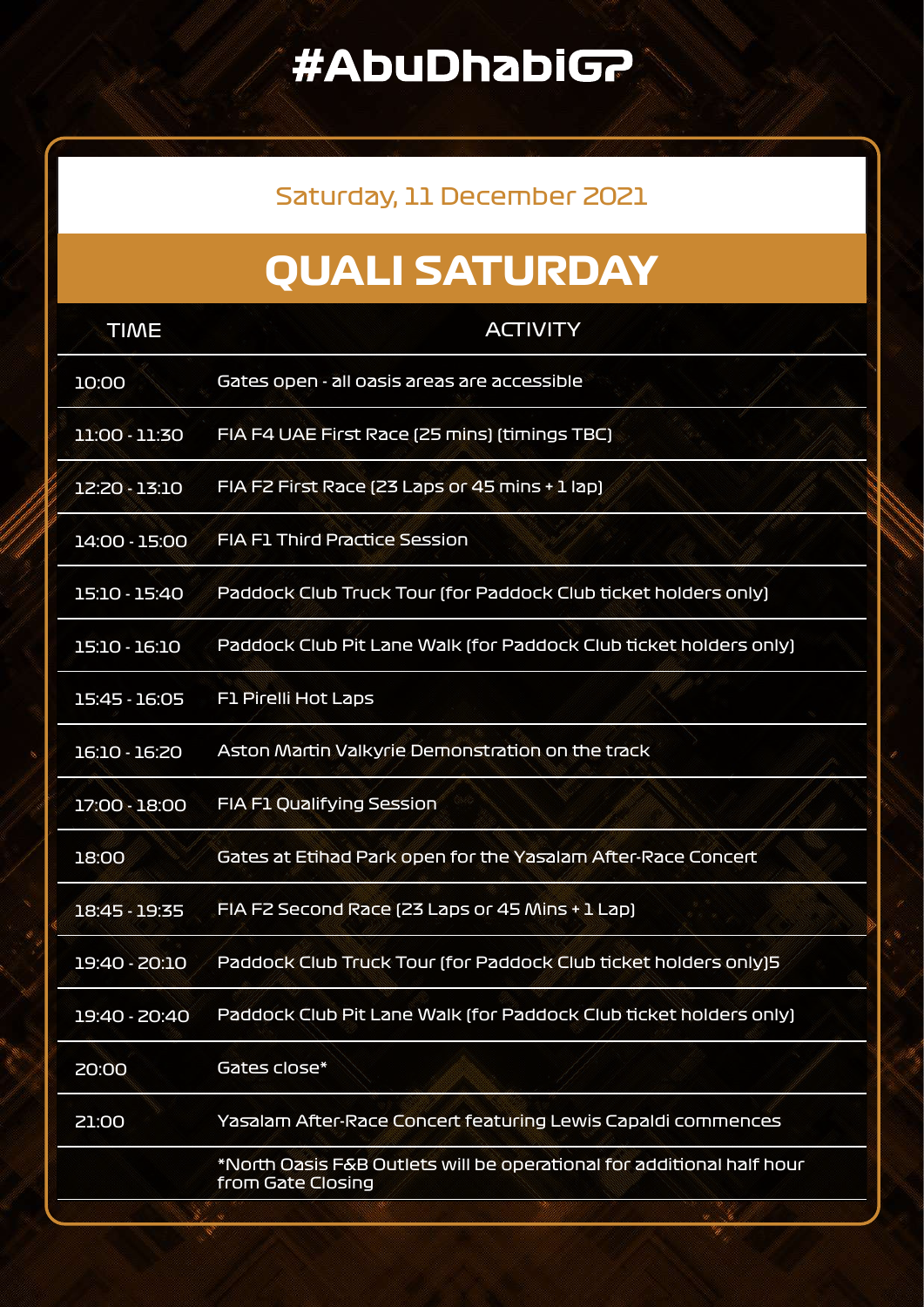# #AbuDhabiGP

Saturday, 11 December 2021

## QUALI SATURDAY

| TIME | ACTIVITY |
|---|---|
| 10:00 | Gates open - all oasis areas are accessible |
| 11:00 - 11:30 | FIA F4 UAE First Race (25 mins) (timings TBC) |
| 12:20 - 13:10 | FIA F2 First Race (23 Laps or 45 mins + 1 lap) |
| 14:00 - 15:00 | FIA F1 Third Practice Session |
| 15:10 - 15:40 | Paddock Club Truck Tour (for Paddock Club ticket holders only) |
| 15:10 - 16:10 | Paddock Club Pit Lane Walk (for Paddock Club ticket holders only) |
| 15:45 - 16:05 | F1 Pirelli Hot Laps |
| 16:10 - 16:20 | Aston Martin Valkyrie Demonstration on the track |
| 17:00 - 18:00 | FIA F1 Qualifying Session |
| 18:00 | Gates at Etihad Park open for the Yasalam After-Race Concert |
| 18:45 - 19:35 | FIA F2 Second Race (23 Laps or 45 Mins + 1 Lap) |
| 19:40 - 20:10 | Paddock Club Truck Tour (for Paddock Club ticket holders only)5 |
| 19:40 - 20:40 | Paddock Club Pit Lane Walk (for Paddock Club ticket holders only) |
| 20:00 | Gates close* |
| 21:00 | Yasalam After-Race Concert featuring Lewis Capaldi commences |
| | *North Oasis F&B Outlets will be operational for additional half hour from Gate Closing |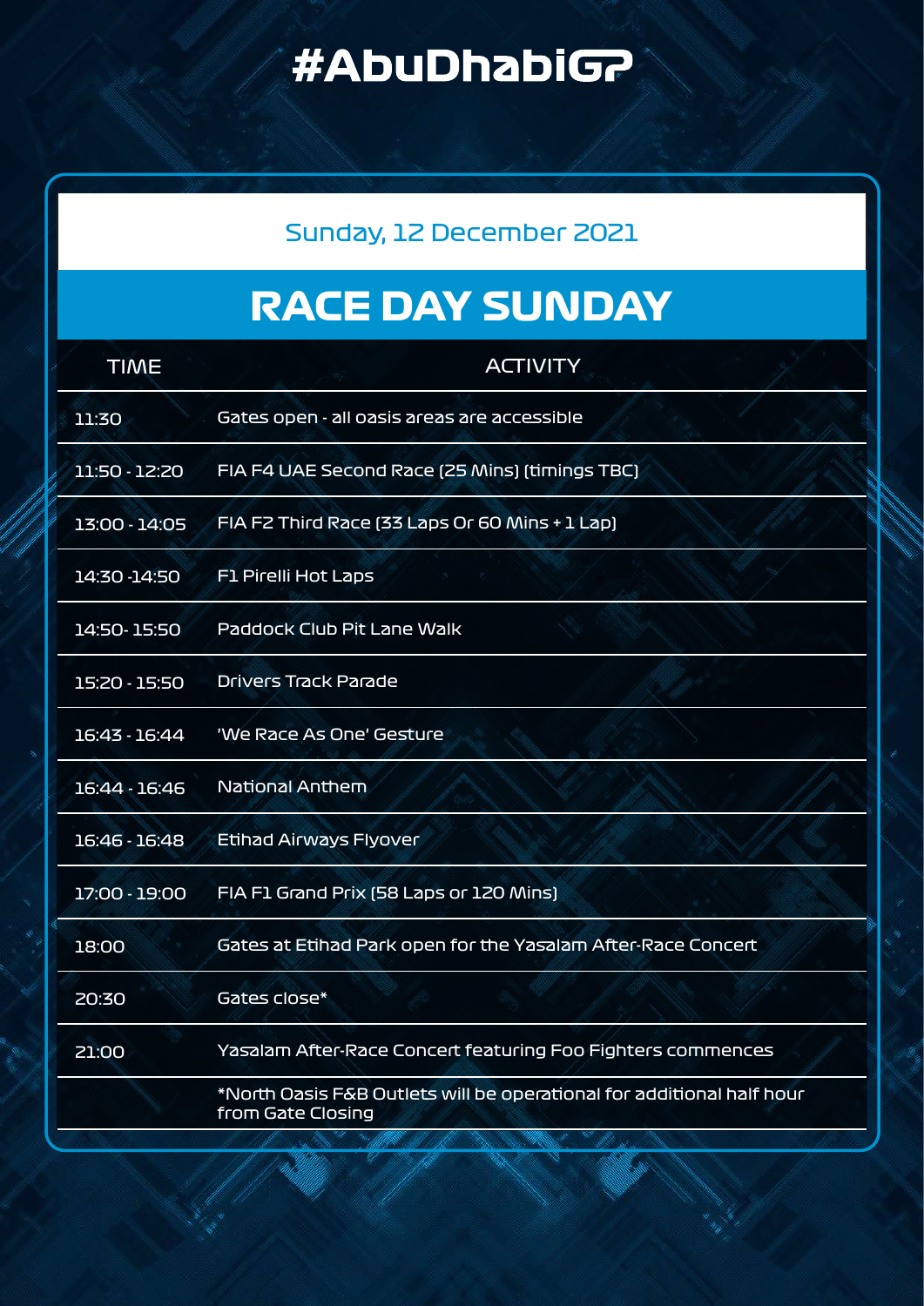# #AbuDhabiGP

Sunday, 12 December 2021

## RACE DAY SUNDAY

| TIME | ACTIVITY |
|---|---|
| 11:30 | Gates open - all oasis areas are accessible |
| 11:50 - 12:20 | FIA F4 UAE Second Race (25 Mins) (timings TBC) |
| 13:00 - 14:05 | FIA F2 Third Race (33 Laps Or 60 Mins + 1 Lap) |
| 14:30 -14:50 | F1 Pirelli Hot Laps |
| 14:50- 15:50 | Paddock Club Pit Lane Walk |
| 15:20 - 15:50 | Drivers Track Parade |
| 16:43 - 16:44 | 'We Race As One' Gesture |
| 16:44 - 16:46 | National Anthem |
| 16:46 - 16:48 | Etihad Airways Flyover |
| 17:00 - 19:00 | FIA F1 Grand Prix (58 Laps or 120 Mins) |
| 18:00 | Gates at Etihad Park open for the Yasalam After-Race Concert |
| 20:30 | Gates close* |
| 21:00 | Yasalam After-Race Concert featuring Foo Fighters commences |
| | *North Oasis F&B Outlets will be operational for additional half hour from Gate Closing |